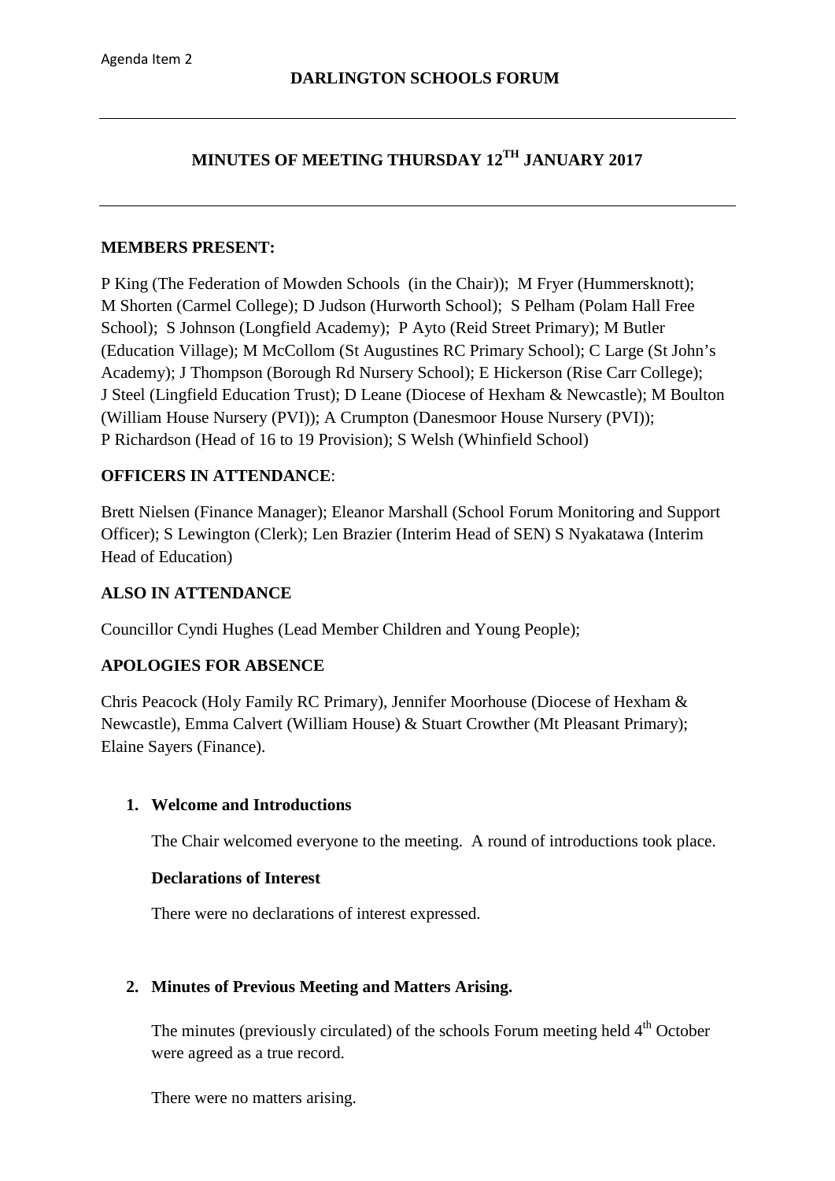Agenda Item 2

# DARLINGTON SCHOOLS FORUM

## MINUTES OF MEETING THURSDAY 12TH JANUARY 2017

**MEMBERS PRESENT:**

P King (The Federation of Mowden Schools (in the Chair)); M Fryer (Hummersknott); M Shorten (Carmel College); D Judson (Hurworth School); S Pelham (Polam Hall Free School); S Johnson (Longfield Academy); P Ayto (Reid Street Primary); M Butler (Education Village); M McCollom (St Augustines RC Primary School); C Large (St John's Academy); J Thompson (Borough Rd Nursery School); E Hickerson (Rise Carr College); J Steel (Lingfield Education Trust); D Leane (Diocese of Hexham & Newcastle); M Boulton (William House Nursery (PVI)); A Crumpton (Danesmoor House Nursery (PVI)); P Richardson (Head of 16 to 19 Provision); S Welsh (Whinfield School)

**OFFICERS IN ATTENDANCE**:

Brett Nielsen (Finance Manager); Eleanor Marshall (School Forum Monitoring and Support Officer); S Lewington (Clerk); Len Brazier (Interim Head of SEN) S Nyakatawa (Interim Head of Education)

**ALSO IN ATTENDANCE**

Councillor Cyndi Hughes (Lead Member Children and Young People);

**APOLOGIES FOR ABSENCE**

Chris Peacock (Holy Family RC Primary), Jennifer Moorhouse (Diocese of Hexham & Newcastle), Emma Calvert (William House) & Stuart Crowther (Mt Pleasant Primary); Elaine Sayers (Finance).

1. **Welcome and Introductions**

   The Chair welcomed everyone to the meeting. A round of introductions took place.

   **Declarations of Interest**

   There were no declarations of interest expressed.

2. **Minutes of Previous Meeting and Matters Arising.**

   The minutes (previously circulated) of the schools Forum meeting held 4th October were agreed as a true record.

   There were no matters arising.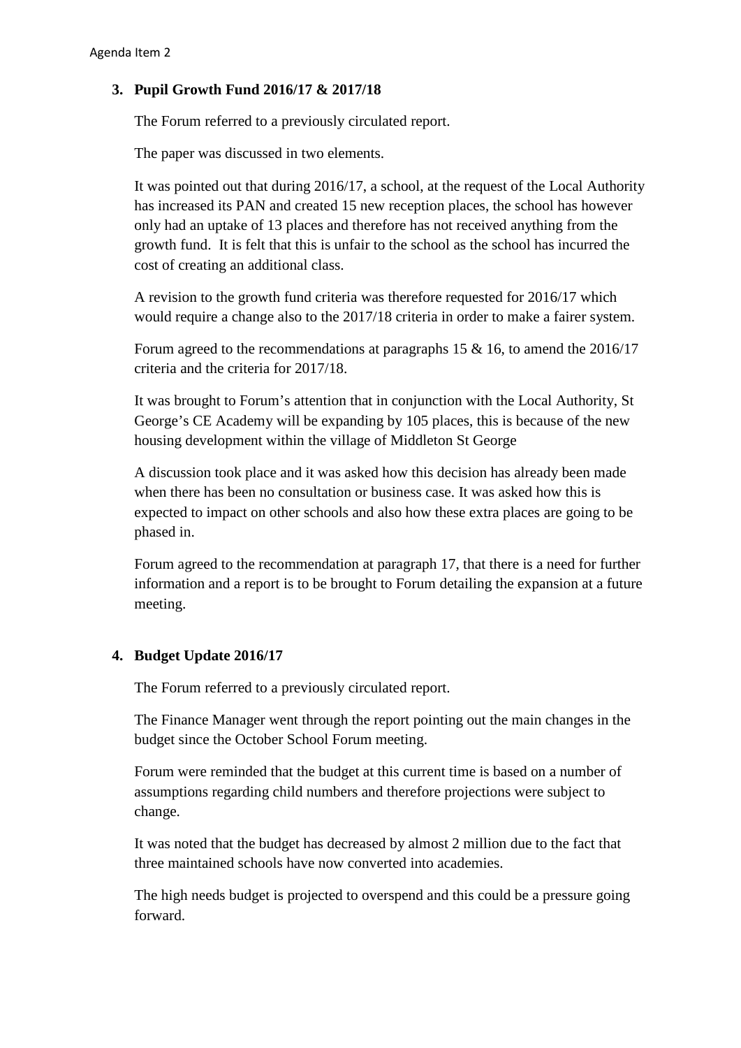### 3. Pupil Growth Fund 2016/17 & 2017/18

The Forum referred to a previously circulated report.

The paper was discussed in two elements.

It was pointed out that during 2016/17, a school, at the request of the Local Authority has increased its PAN and created 15 new reception places, the school has however only had an uptake of 13 places and therefore has not received anything from the growth fund. It is felt that this is unfair to the school as the school has incurred the cost of creating an additional class.

A revision to the growth fund criteria was therefore requested for 2016/17 which would require a change also to the 2017/18 criteria in order to make a fairer system.

Forum agreed to the recommendations at paragraphs 15 & 16, to amend the 2016/17 criteria and the criteria for 2017/18.

It was brought to Forum's attention that in conjunction with the Local Authority, St George's CE Academy will be expanding by 105 places, this is because of the new housing development within the village of Middleton St George

A discussion took place and it was asked how this decision has already been made when there has been no consultation or business case. It was asked how this is expected to impact on other schools and also how these extra places are going to be phased in.

Forum agreed to the recommendation at paragraph 17, that there is a need for further information and a report is to be brought to Forum detailing the expansion at a future meeting.

### 4. Budget Update 2016/17

The Forum referred to a previously circulated report.

The Finance Manager went through the report pointing out the main changes in the budget since the October School Forum meeting.

Forum were reminded that the budget at this current time is based on a number of assumptions regarding child numbers and therefore projections were subject to change.

It was noted that the budget has decreased by almost 2 million due to the fact that three maintained schools have now converted into academies.

The high needs budget is projected to overspend and this could be a pressure going forward.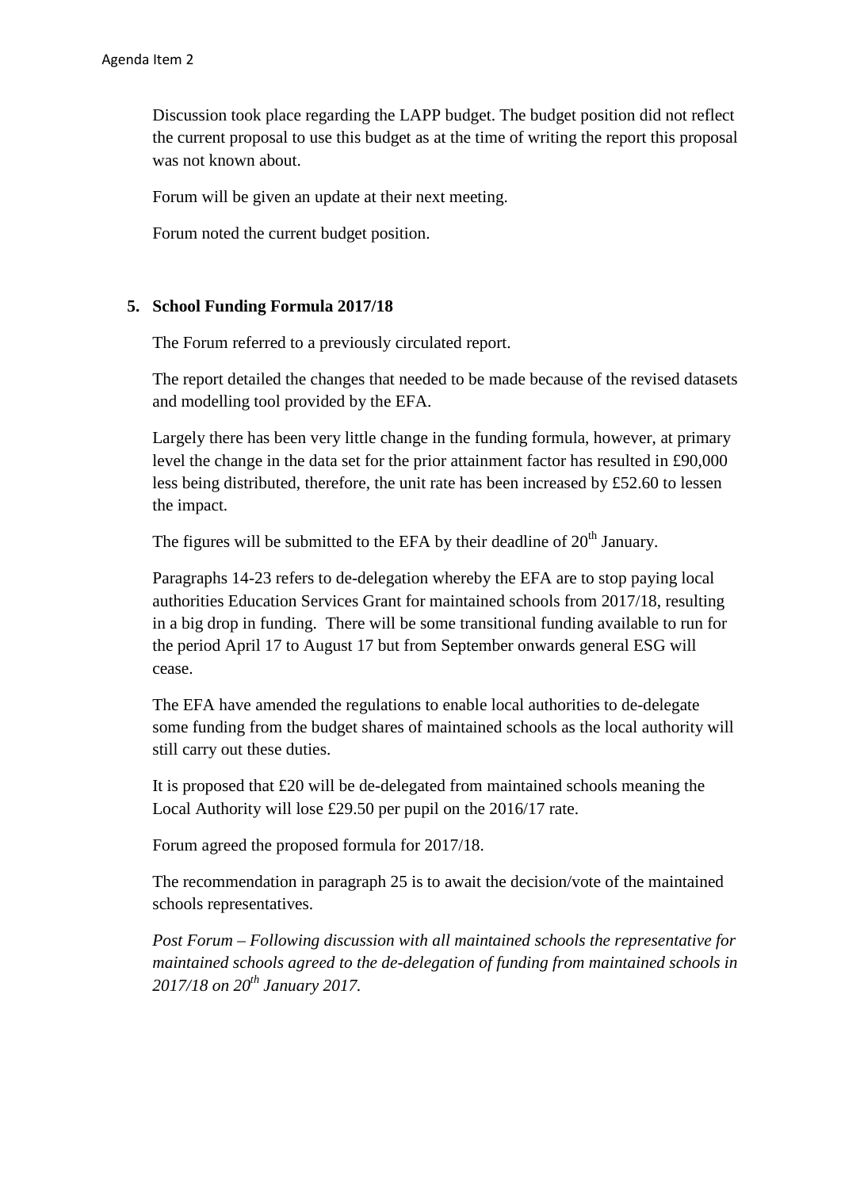Discussion took place regarding the LAPP budget. The budget position did not reflect the current proposal to use this budget as at the time of writing the report this proposal was not known about.

Forum will be given an update at their next meeting.

Forum noted the current budget position.

**5. School Funding Formula 2017/18**

The Forum referred to a previously circulated report.

The report detailed the changes that needed to be made because of the revised datasets and modelling tool provided by the EFA.

Largely there has been very little change in the funding formula, however, at primary level the change in the data set for the prior attainment factor has resulted in £90,000 less being distributed, therefore, the unit rate has been increased by £52.60 to lessen the impact.

The figures will be submitted to the EFA by their deadline of 20th January.

Paragraphs 14-23 refers to de-delegation whereby the EFA are to stop paying local authorities Education Services Grant for maintained schools from 2017/18, resulting in a big drop in funding. There will be some transitional funding available to run for the period April 17 to August 17 but from September onwards general ESG will cease.

The EFA have amended the regulations to enable local authorities to de-delegate some funding from the budget shares of maintained schools as the local authority will still carry out these duties.

It is proposed that £20 will be de-delegated from maintained schools meaning the Local Authority will lose £29.50 per pupil on the 2016/17 rate.

Forum agreed the proposed formula for 2017/18.

The recommendation in paragraph 25 is to await the decision/vote of the maintained schools representatives.

*Post Forum – Following discussion with all maintained schools the representative for maintained schools agreed to the de-delegation of funding from maintained schools in 2017/18 on 20th January 2017.*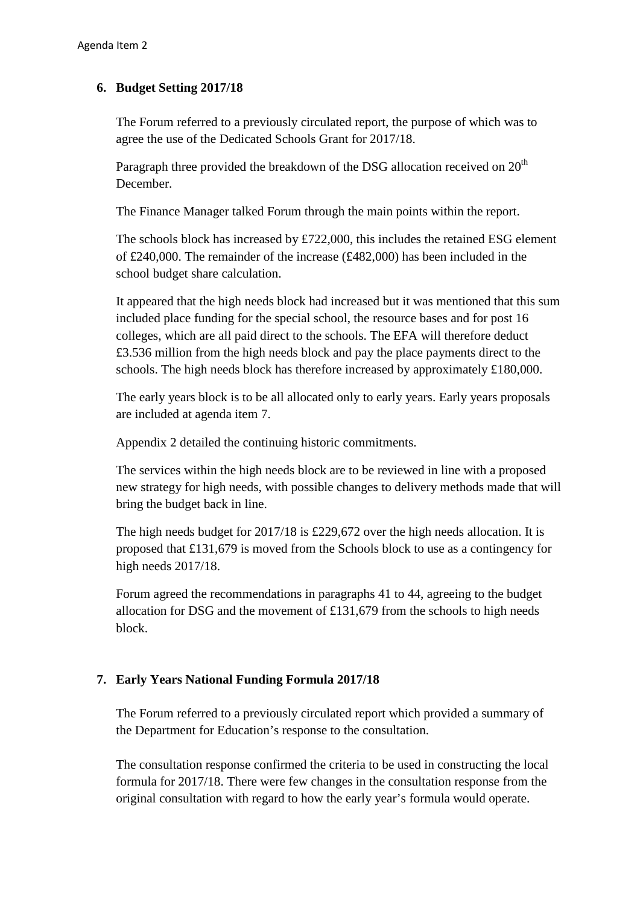## 6. Budget Setting 2017/18

The Forum referred to a previously circulated report, the purpose of which was to agree the use of the Dedicated Schools Grant for 2017/18.

Paragraph three provided the breakdown of the DSG allocation received on 20th December.

The Finance Manager talked Forum through the main points within the report.

The schools block has increased by £722,000, this includes the retained ESG element of £240,000. The remainder of the increase (£482,000) has been included in the school budget share calculation.

It appeared that the high needs block had increased but it was mentioned that this sum included place funding for the special school, the resource bases and for post 16 colleges, which are all paid direct to the schools. The EFA will therefore deduct £3.536 million from the high needs block and pay the place payments direct to the schools. The high needs block has therefore increased by approximately £180,000.

The early years block is to be all allocated only to early years. Early years proposals are included at agenda item 7.

Appendix 2 detailed the continuing historic commitments.

The services within the high needs block are to be reviewed in line with a proposed new strategy for high needs, with possible changes to delivery methods made that will bring the budget back in line.

The high needs budget for 2017/18 is £229,672 over the high needs allocation. It is proposed that £131,679 is moved from the Schools block to use as a contingency for high needs 2017/18.

Forum agreed the recommendations in paragraphs 41 to 44, agreeing to the budget allocation for DSG and the movement of £131,679 from the schools to high needs block.

## 7. Early Years National Funding Formula 2017/18

The Forum referred to a previously circulated report which provided a summary of the Department for Education's response to the consultation.

The consultation response confirmed the criteria to be used in constructing the local formula for 2017/18. There were few changes in the consultation response from the original consultation with regard to how the early year's formula would operate.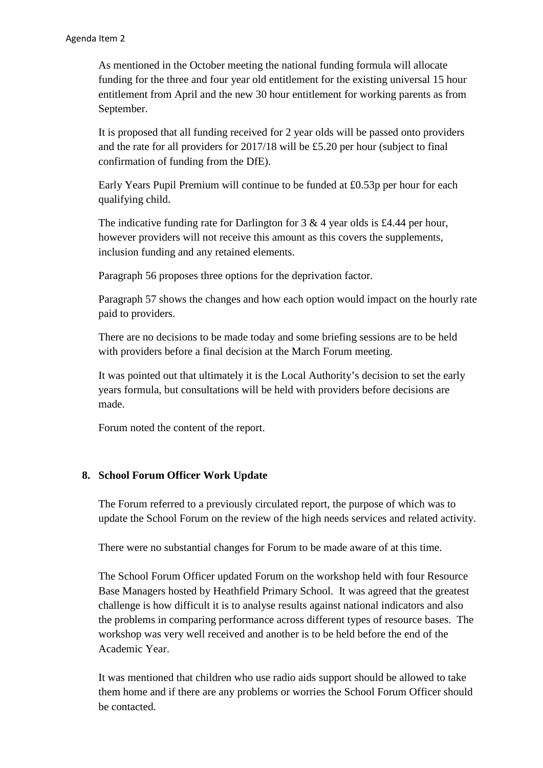As mentioned in the October meeting the national funding formula will allocate funding for the three and four year old entitlement for the existing universal 15 hour entitlement from April and the new 30 hour entitlement for working parents as from September.

It is proposed that all funding received for 2 year olds will be passed onto providers and the rate for all providers for 2017/18 will be £5.20 per hour (subject to final confirmation of funding from the DfE).

Early Years Pupil Premium will continue to be funded at £0.53p per hour for each qualifying child.

The indicative funding rate for Darlington for 3 & 4 year olds is £4.44 per hour, however providers will not receive this amount as this covers the supplements, inclusion funding and any retained elements.

Paragraph 56 proposes three options for the deprivation factor.

Paragraph 57 shows the changes and how each option would impact on the hourly rate paid to providers.

There are no decisions to be made today and some briefing sessions are to be held with providers before a final decision at the March Forum meeting.

It was pointed out that ultimately it is the Local Authority's decision to set the early years formula, but consultations will be held with providers before decisions are made.

Forum noted the content of the report.

## 8. School Forum Officer Work Update

The Forum referred to a previously circulated report, the purpose of which was to update the School Forum on the review of the high needs services and related activity.

There were no substantial changes for Forum to be made aware of at this time.

The School Forum Officer updated Forum on the workshop held with four Resource Base Managers hosted by Heathfield Primary School. It was agreed that the greatest challenge is how difficult it is to analyse results against national indicators and also the problems in comparing performance across different types of resource bases. The workshop was very well received and another is to be held before the end of the Academic Year.

It was mentioned that children who use radio aids support should be allowed to take them home and if there are any problems or worries the School Forum Officer should be contacted.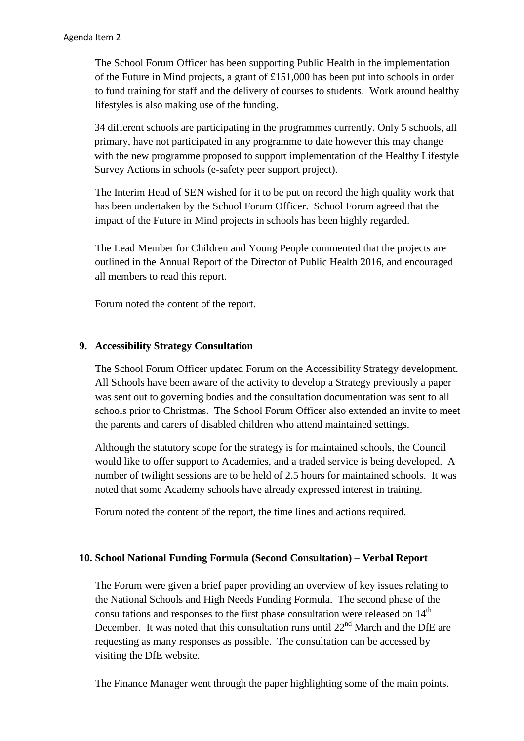The School Forum Officer has been supporting Public Health in the implementation of the Future in Mind projects, a grant of £151,000 has been put into schools in order to fund training for staff and the delivery of courses to students. Work around healthy lifestyles is also making use of the funding.

34 different schools are participating in the programmes currently. Only 5 schools, all primary, have not participated in any programme to date however this may change with the new programme proposed to support implementation of the Healthy Lifestyle Survey Actions in schools (e-safety peer support project).

The Interim Head of SEN wished for it to be put on record the high quality work that has been undertaken by the School Forum Officer. School Forum agreed that the impact of the Future in Mind projects in schools has been highly regarded.

The Lead Member for Children and Young People commented that the projects are outlined in the Annual Report of the Director of Public Health 2016, and encouraged all members to read this report.

Forum noted the content of the report.

**9. Accessibility Strategy Consultation**

The School Forum Officer updated Forum on the Accessibility Strategy development. All Schools have been aware of the activity to develop a Strategy previously a paper was sent out to governing bodies and the consultation documentation was sent to all schools prior to Christmas. The School Forum Officer also extended an invite to meet the parents and carers of disabled children who attend maintained settings.

Although the statutory scope for the strategy is for maintained schools, the Council would like to offer support to Academies, and a traded service is being developed. A number of twilight sessions are to be held of 2.5 hours for maintained schools. It was noted that some Academy schools have already expressed interest in training.

Forum noted the content of the report, the time lines and actions required.

**10. School National Funding Formula (Second Consultation) – Verbal Report**

The Forum were given a brief paper providing an overview of key issues relating to the National Schools and High Needs Funding Formula. The second phase of the consultations and responses to the first phase consultation were released on 14th December. It was noted that this consultation runs until 22nd March and the DfE are requesting as many responses as possible. The consultation can be accessed by visiting the DfE website.

The Finance Manager went through the paper highlighting some of the main points.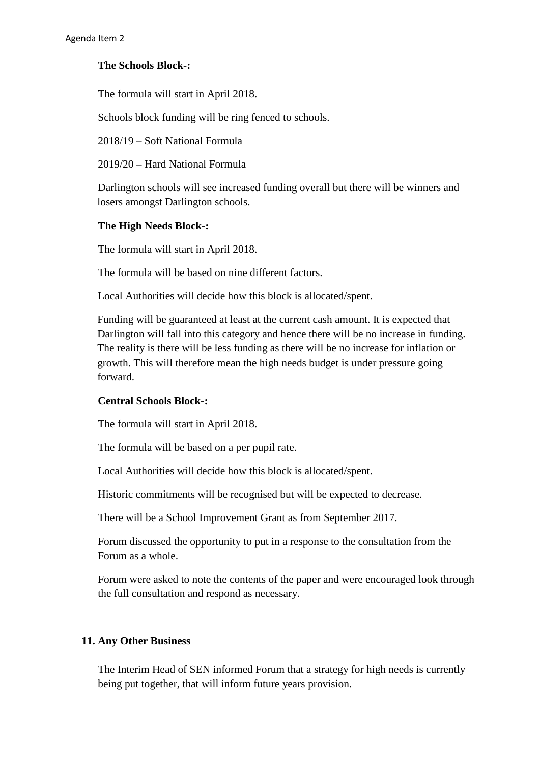**The Schools Block-:**

The formula will start in April 2018.

Schools block funding will be ring fenced to schools.

2018/19 – Soft National Formula

2019/20 – Hard National Formula

Darlington schools will see increased funding overall but there will be winners and losers amongst Darlington schools.

**The High Needs Block-:**

The formula will start in April 2018.

The formula will be based on nine different factors.

Local Authorities will decide how this block is allocated/spent.

Funding will be guaranteed at least at the current cash amount. It is expected that Darlington will fall into this category and hence there will be no increase in funding. The reality is there will be less funding as there will be no increase for inflation or growth. This will therefore mean the high needs budget is under pressure going forward.

**Central Schools Block-:**

The formula will start in April 2018.

The formula will be based on a per pupil rate.

Local Authorities will decide how this block is allocated/spent.

Historic commitments will be recognised but will be expected to decrease.

There will be a School Improvement Grant as from September 2017.

Forum discussed the opportunity to put in a response to the consultation from the Forum as a whole.

Forum were asked to note the contents of the paper and were encouraged look through the full consultation and respond as necessary.

**11. Any Other Business**

The Interim Head of SEN informed Forum that a strategy for high needs is currently being put together, that will inform future years provision.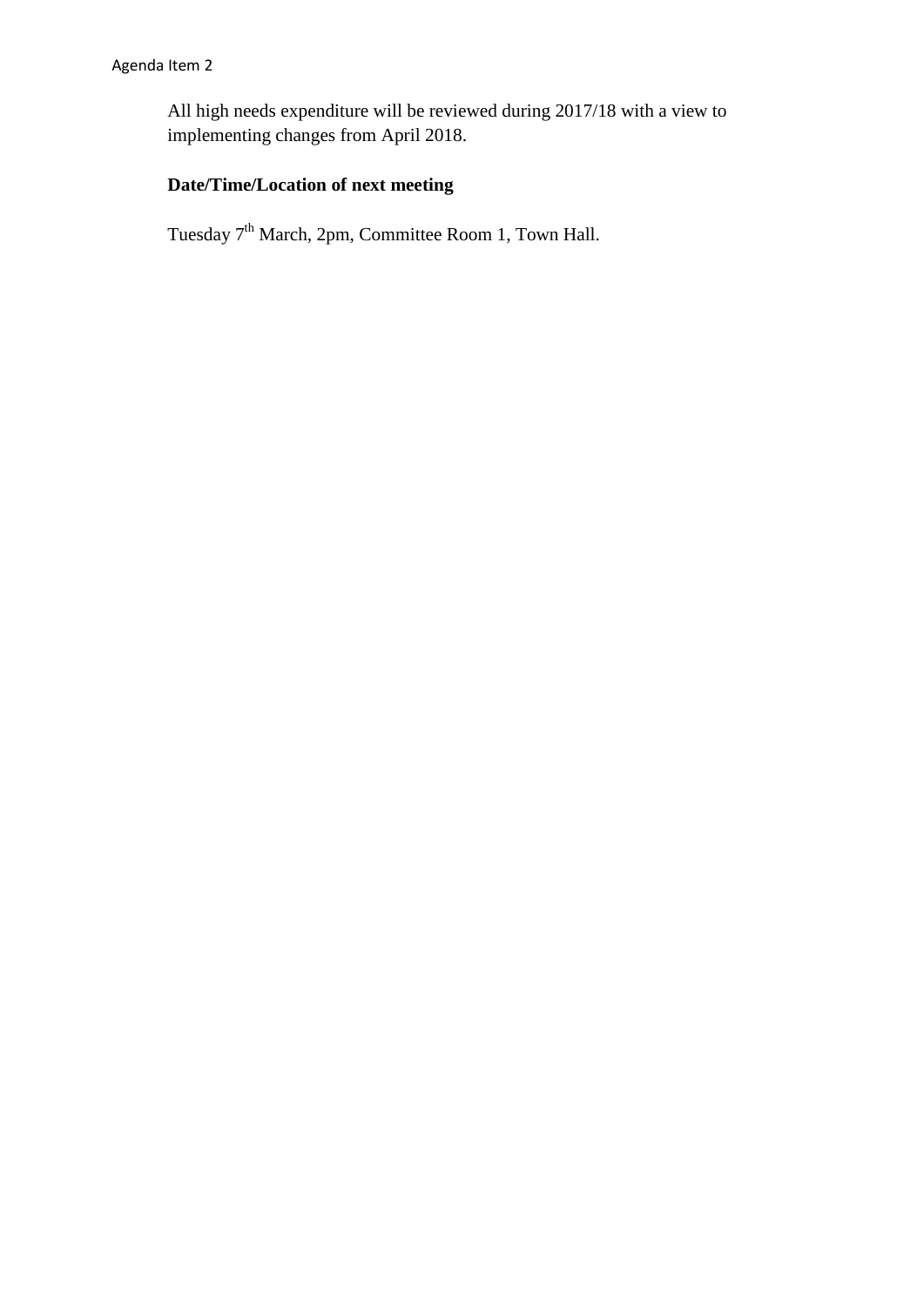All high needs expenditure will be reviewed during 2017/18 with a view to implementing changes from April 2018.

**Date/Time/Location of next meeting**

Tuesday 7th March, 2pm, Committee Room 1, Town Hall.